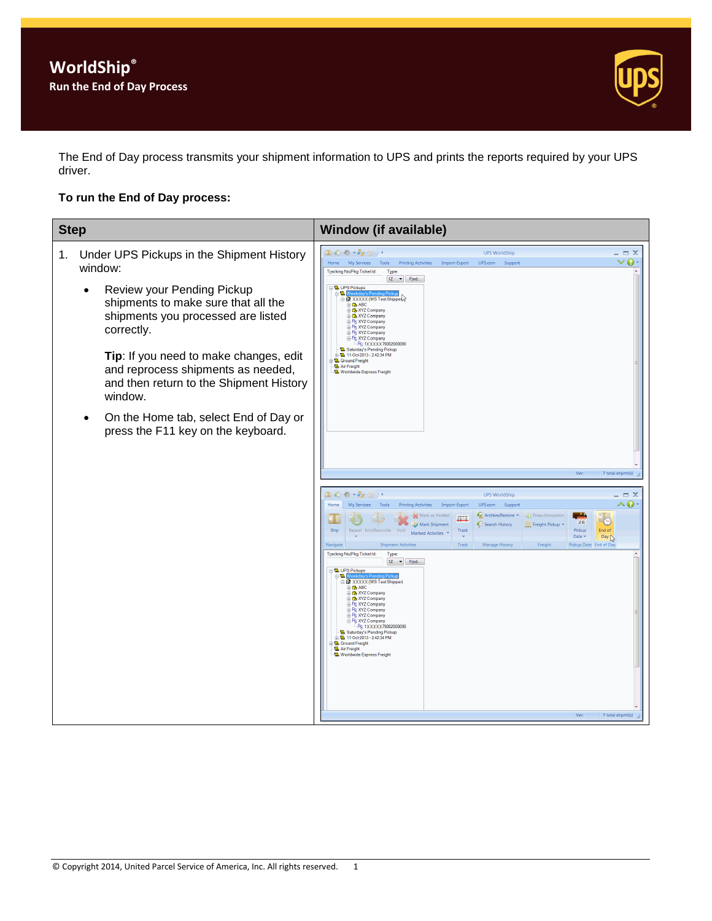# WorldShip®

## Run the End of Day Process

The End of Day process transmits your shipment information to UPS and prints the reports required by your UPS driver.

**To run the End of Day process:**

| Step | Window (if available) |
|---|---|
| 1. Under UPS Pickups in the Shipment History window:<br><br>• Review your Pending Pickup shipments to make sure that all the shipments you processed are listed correctly.<br><br>**Tip**: If you need to make changes, edit and reprocess shipments as needed, and then return to the Shipment History window.<br><br>• On the Home tab, select End of Day or press the F11 key on the keyboard. | |

© Copyright 2014, United Parcel Service of America, Inc. All rights reserved.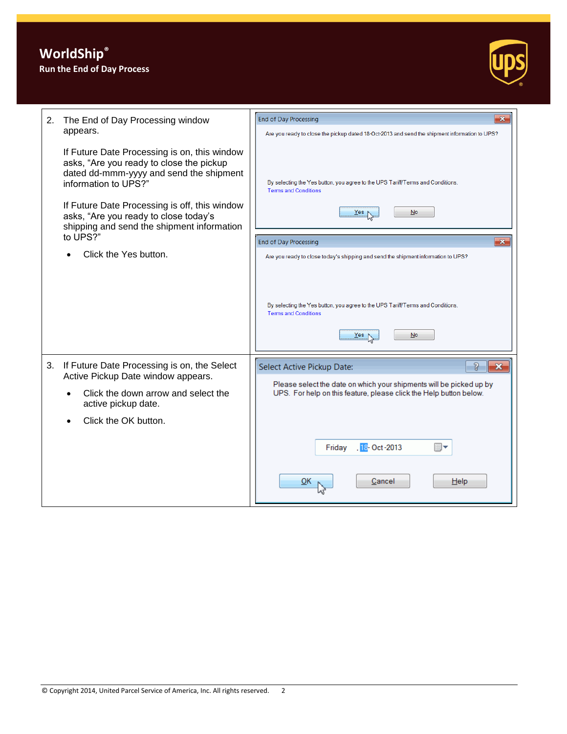# WorldShip®

## Run the End of Day Process

2. The End of Day Processing window appears.

   If Future Date Processing is on, this window asks, "Are you ready to close the pickup dated dd-mmm-yyyy and send the shipment information to UPS?"

   If Future Date Processing is off, this window asks, "Are you ready to close today's shipping and send the shipment information to UPS?"

   - Click the Yes button.

3. If Future Date Processing is on, the Select Active Pickup Date window appears.

   - Click the down arrow and select the active pickup date.
   - Click the OK button.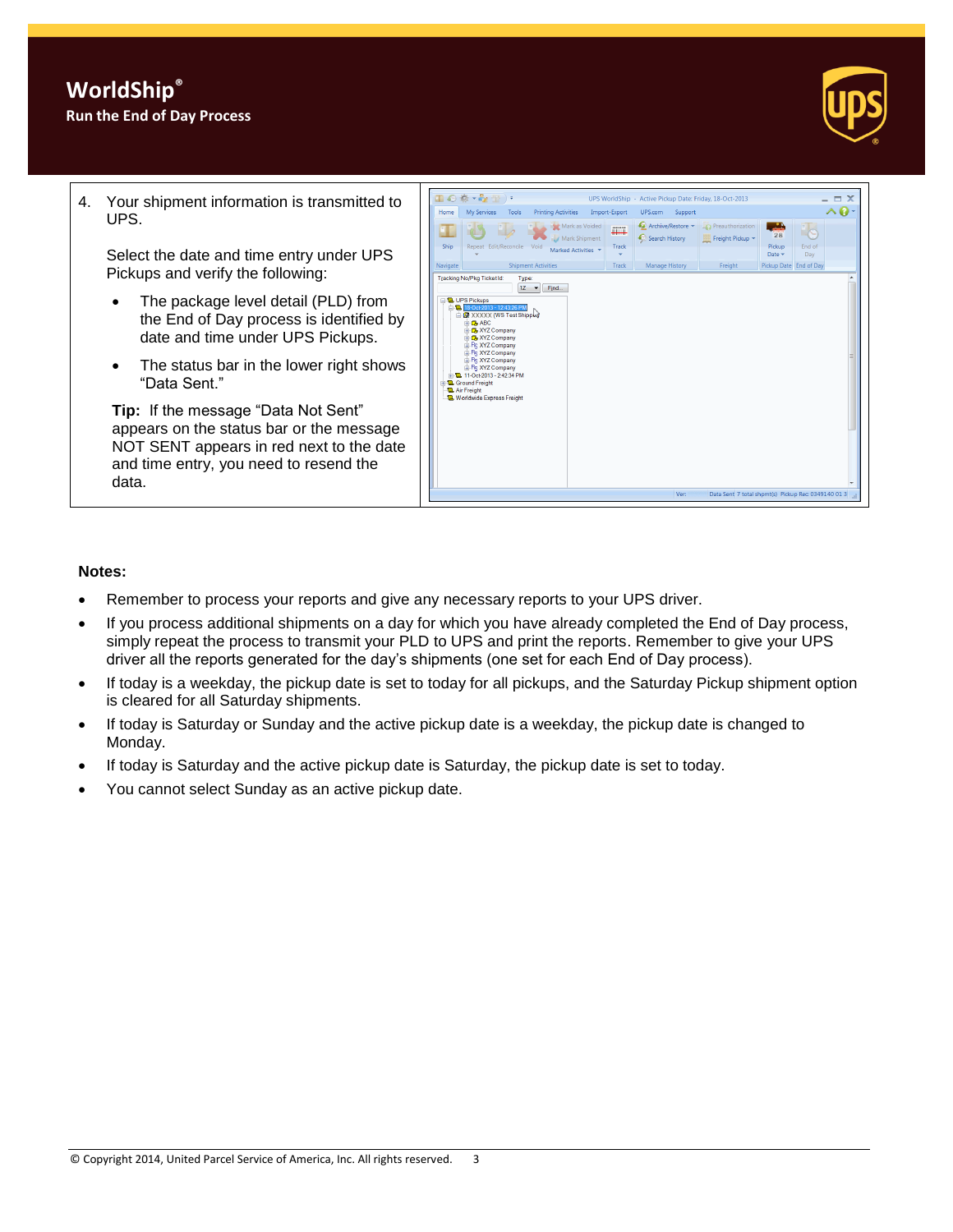# WorldShip®

## Run the End of Day Process

4. Your shipment information is transmitted to UPS.

   Select the date and time entry under UPS Pickups and verify the following:

   - The package level detail (PLD) from the End of Day process is identified by date and time under UPS Pickups.
   - The status bar in the lower right shows "Data Sent."

   **Tip:** If the message "Data Not Sent" appears on the status bar or the message NOT SENT appears in red next to the date and time entry, you need to resend the data.

**Notes:**

- Remember to process your reports and give any necessary reports to your UPS driver.
- If you process additional shipments on a day for which you have already completed the End of Day process, simply repeat the process to transmit your PLD to UPS and print the reports. Remember to give your UPS driver all the reports generated for the day's shipments (one set for each End of Day process).
- If today is a weekday, the pickup date is set to today for all pickups, and the Saturday Pickup shipment option is cleared for all Saturday shipments.
- If today is Saturday or Sunday and the active pickup date is a weekday, the pickup date is changed to Monday.
- If today is Saturday and the active pickup date is Saturday, the pickup date is set to today.
- You cannot select Sunday as an active pickup date.

© Copyright 2014, United Parcel Service of America, Inc. All rights reserved.